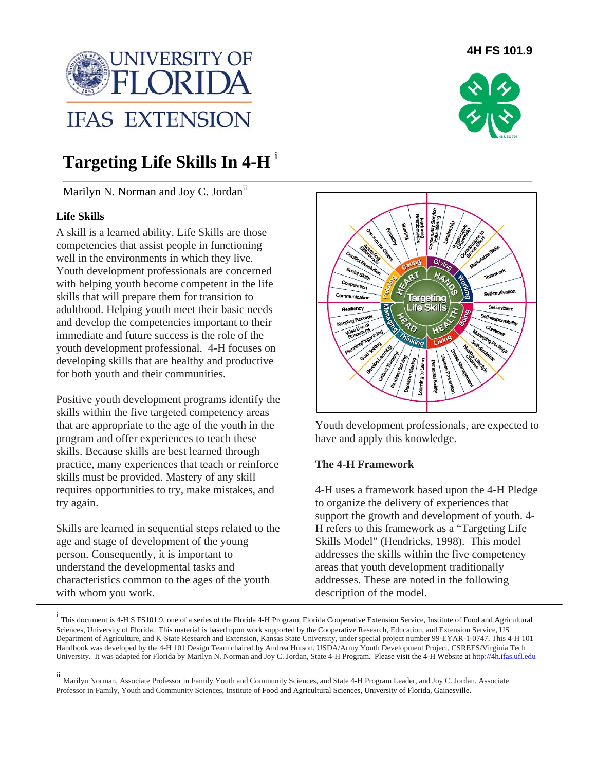4H FS 101.9

# Targeting Life Skills In 4-H [i]

Marilyn N. Norman and Joy C. Jordan[ii]

### Life Skills

A skill is a learned ability. Life Skills are those competencies that assist people in functioning well in the environments in which they live. Youth development professionals are concerned with helping youth become competent in the life skills that will prepare them for transition to adulthood. Helping youth meet their basic needs and develop the competencies important to their immediate and future success is the role of the youth development professional. 4-H focuses on developing skills that are healthy and productive for both youth and their communities.

Positive youth development programs identify the skills within the five targeted competency areas that are appropriate to the age of the youth in the program and offer experiences to teach these skills. Because skills are best learned through practice, many experiences that teach or reinforce skills must be provided. Mastery of any skill requires opportunities to try, make mistakes, and try again.

Skills are learned in sequential steps related to the age and stage of development of the young person. Consequently, it is important to understand the developmental tasks and characteristics common to the ages of the youth with whom you work.

Youth development professionals, are expected to have and apply this knowledge.

### The 4-H Framework

4-H uses a framework based upon the 4-H Pledge to organize the delivery of experiences that support the growth and development of youth. 4-H refers to this framework as a "Targeting Life Skills Model" (Hendricks, 1998). This model addresses the skills within the five competency areas that youth development traditionally addresses. These are noted in the following description of the model.

---

[i] This document is 4-H S FS101.9, one of a series of the Florida 4-H Program, Florida Cooperative Extension Service, Institute of Food and Agricultural Sciences, University of Florida. This material is based upon work supported by the Cooperative Research, Education, and Extension Service, US Department of Agriculture, and K-State Research and Extension, Kansas State University, under special project number 99-EYAR-1-0747. This 4-H 101 Handbook was developed by the 4-H 101 Design Team chaired by Andrea Hutson, USDA/Army Youth Development Project, CSREES/Virginia Tech University. It was adapted for Florida by Marilyn N. Norman and Joy C. Jordan, State 4-H Program. Please visit the 4-H Website at http://4h.ifas.ufl.edu

[ii] Marilyn Norman, Associate Professor in Family Youth and Community Sciences, and State 4-H Program Leader, and Joy C. Jordan, Associate Professor in Family, Youth and Community Sciences, Institute of Food and Agricultural Sciences, University of Florida, Gainesville.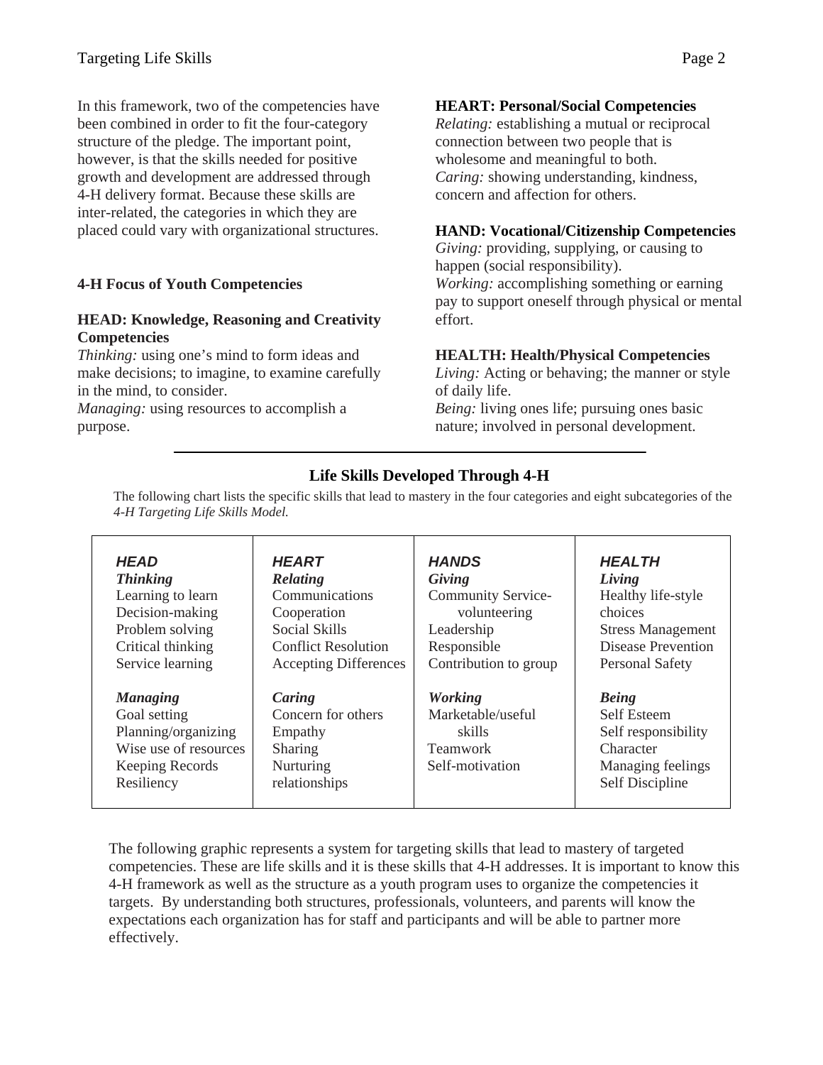In this framework, two of the competencies have been combined in order to fit the four-category structure of the pledge. The important point, however, is that the skills needed for positive growth and development are addressed through 4-H delivery format. Because these skills are inter-related, the categories in which they are placed could vary with organizational structures.

### 4-H Focus of Youth Competencies

**HEAD: Knowledge, Reasoning and Creativity Competencies**
*Thinking:* using one's mind to form ideas and make decisions; to imagine, to examine carefully in the mind, to consider.
*Managing:* using resources to accomplish a purpose.

**HEART: Personal/Social Competencies**
*Relating:* establishing a mutual or reciprocal connection between two people that is wholesome and meaningful to both.
*Caring:* showing understanding, kindness, concern and affection for others.

**HAND: Vocational/Citizenship Competencies**
*Giving:* providing, supplying, or causing to happen (social responsibility).
*Working:* accomplishing something or earning pay to support oneself through physical or mental effort.

**HEALTH: Health/Physical Competencies**
*Living:* Acting or behaving; the manner or style of daily life.
*Being:* living ones life; pursuing ones basic nature; involved in personal development.

---

### Life Skills Developed Through 4-H

The following chart lists the specific skills that lead to mastery in the four categories and eight subcategories of the *4-H Targeting Life Skills Model.*

| ***HEAD*** | ***HEART*** | ***HANDS*** | ***HEALTH*** |
|---|---|---|---|
| ***Thinking*** | ***Relating*** | ***Giving*** | ***Living*** |
| Learning to learn | Communications | Community Service-volunteering | Healthy life-style choices |
| Decision-making | Cooperation | Leadership | Stress Management |
| Problem solving | Social Skills | Responsible | Disease Prevention |
| Critical thinking | Conflict Resolution | Contribution to group | Personal Safety |
| Service learning | Accepting Differences | | |
| ***Managing*** | ***Caring*** | ***Working*** | ***Being*** |
| Goal setting | Concern for others | Marketable/useful skills | Self Esteem |
| Planning/organizing | Empathy | Teamwork | Self responsibility |
| Wise use of resources | Sharing | Self-motivation | Character |
| Keeping Records | Nurturing relationships | | Managing feelings |
| Resiliency | | | Self Discipline |

The following graphic represents a system for targeting skills that lead to mastery of targeted competencies. These are life skills and it is these skills that 4-H addresses. It is important to know this 4-H framework as well as the structure as a youth program uses to organize the competencies it targets. By understanding both structures, professionals, volunteers, and parents will know the expectations each organization has for staff and participants and will be able to partner more effectively.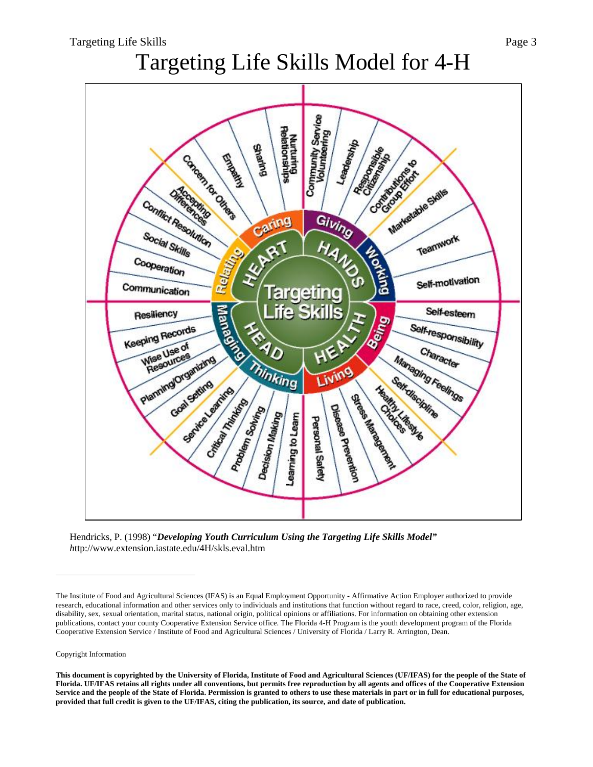# Targeting Life Skills Model for 4-H

Targeting Life Skills

HEART
Caring: Concern for Others, Empathy, Sharing, Nurturing Relationships
Relating: Accepting Differences, Conflict Resolution, Social Skills, Cooperation, Communication

HANDS
Giving: Community Service Volunteering, Leadership, Responsible Citizenship, Contributions to Group Effort
Working: Marketable Skills, Teamwork, Self-motivation

HEALTH
Being: Self-esteem, Self-responsibility, Character, Managing Feelings, Self-discipline
Living: Healthy Lifestyle Choices, Stress Management, Disease Prevention, Personal Safety

HEAD
Thinking: Learning to Learn, Decision Making, Problem Solving, Critical Thinking, Service Learning
Managing: Goal Setting, Planning/Organizing, Wise Use of Resources, Keeping Records, Resiliency

Hendricks, P. (1998) "***Developing Youth Curriculum Using the Targeting Life Skills Model***" *h*ttp://www.extension.iastate.edu/4H/skls.eval.htm

---

The Institute of Food and Agricultural Sciences (IFAS) is an Equal Employment Opportunity - Affirmative Action Employer authorized to provide research, educational information and other services only to individuals and institutions that function without regard to race, creed, color, religion, age, disability, sex, sexual orientation, marital status, national origin, political opinions or affiliations. For information on obtaining other extension publications, contact your county Cooperative Extension Service office. The Florida 4-H Program is the youth development program of the Florida Cooperative Extension Service / Institute of Food and Agricultural Sciences / University of Florida / Larry R. Arrington, Dean.

Copyright Information

**This document is copyrighted by the University of Florida, Institute of Food and Agricultural Sciences (UF/IFAS) for the people of the State of Florida. UF/IFAS retains all rights under all conventions, but permits free reproduction by all agents and offices of the Cooperative Extension Service and the people of the State of Florida. Permission is granted to others to use these materials in part or in full for educational purposes, provided that full credit is given to the UF/IFAS, citing the publication, its source, and date of publication.**